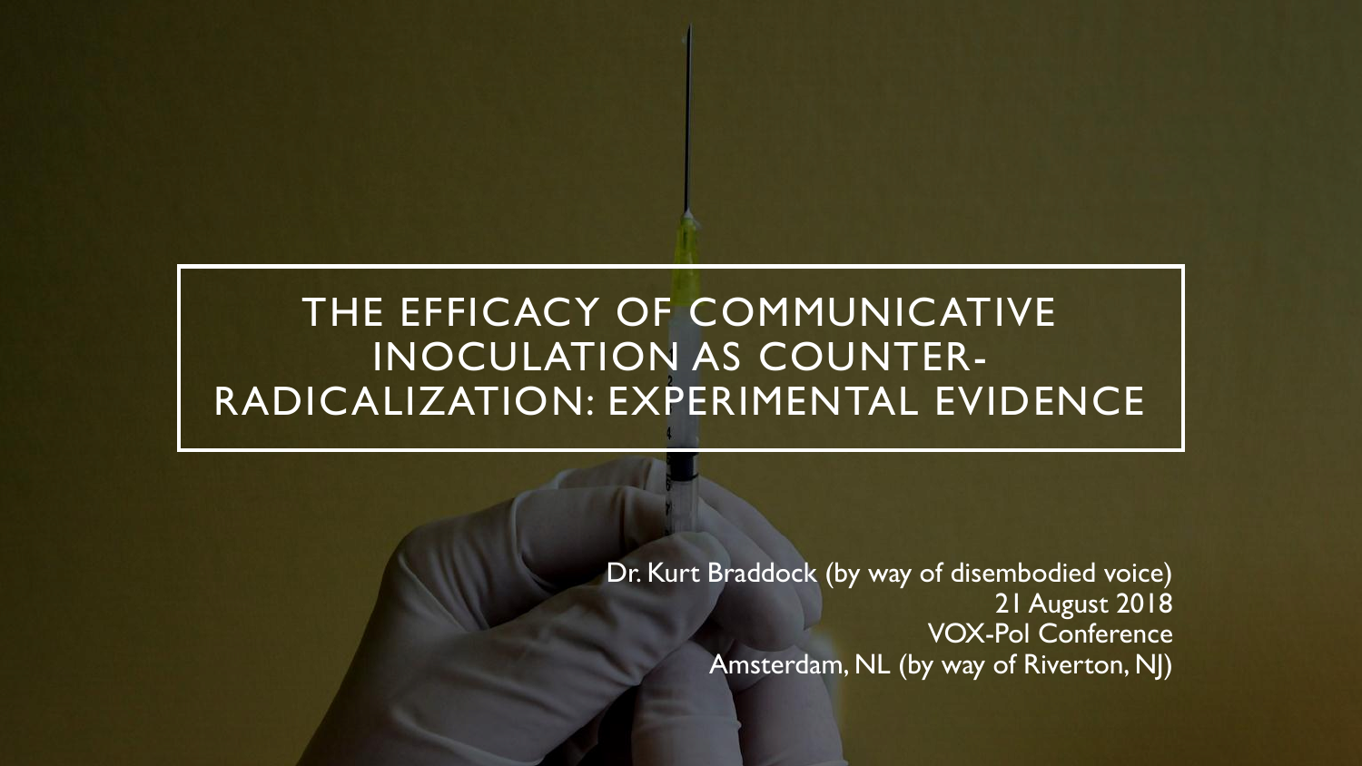# THE EFFICACY OF COMMUNICATIVE INOCULATION AS COUNTER-RADICALIZATION: EXPERIMENTAL EVIDENCE

Dr. Kurt Braddock (by way of disembodied voice)
21 August 2018
VOX-Pol Conference
Amsterdam, NL (by way of Riverton, NJ)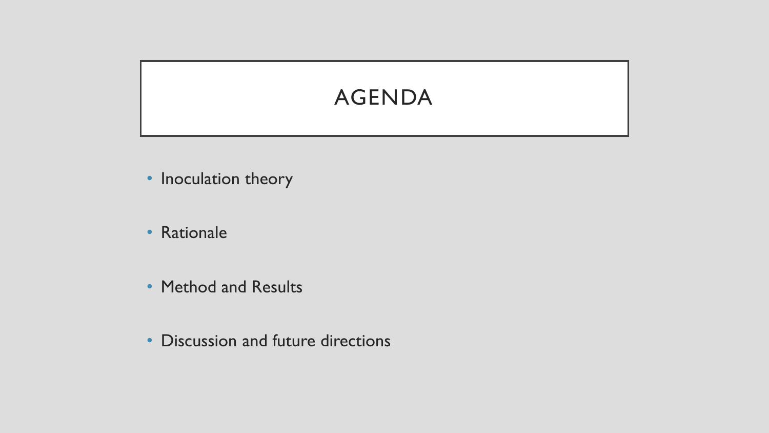# AGENDA

- Inoculation theory
- Rationale
- Method and Results
- Discussion and future directions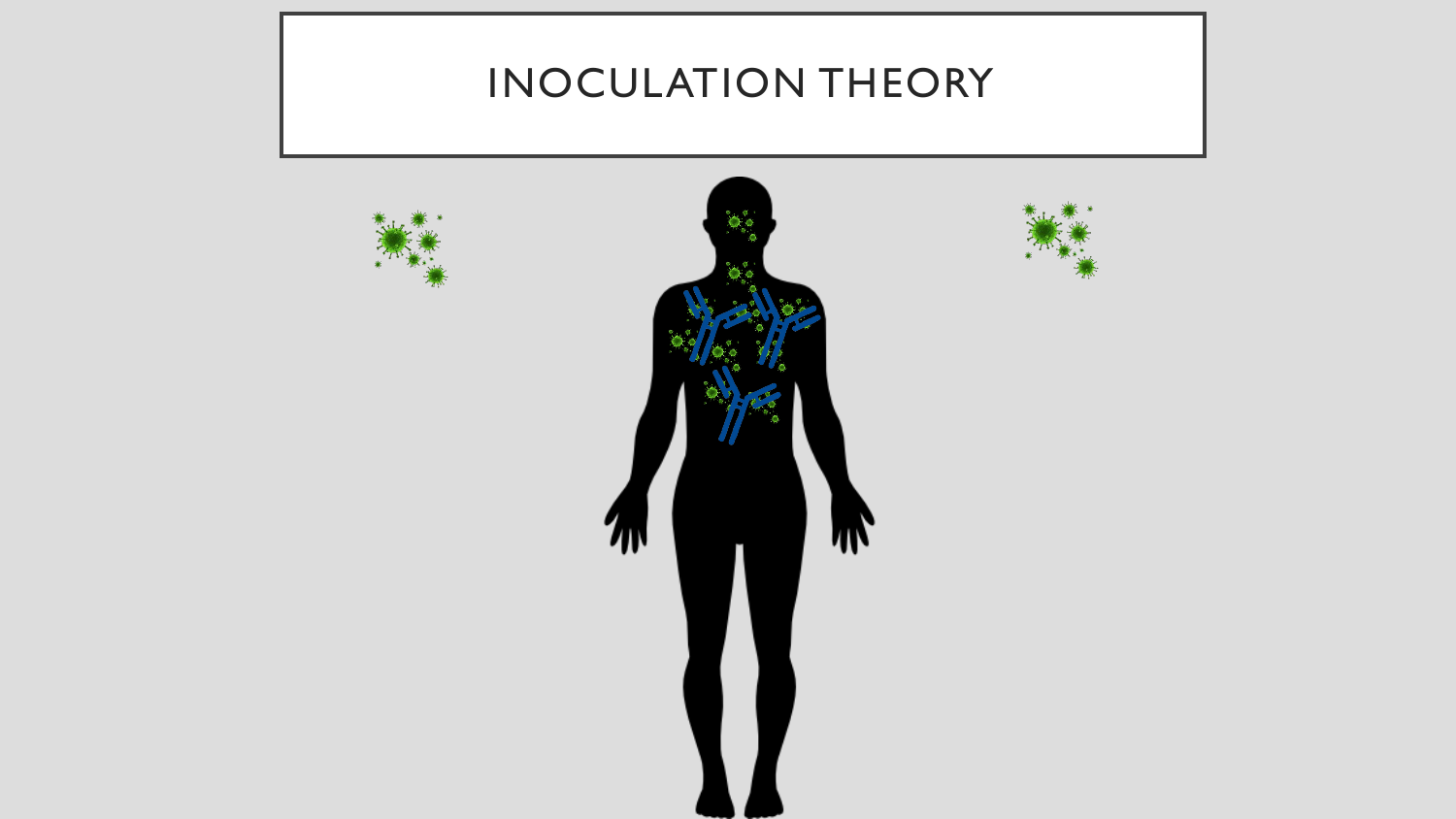# INOCULATION THEORY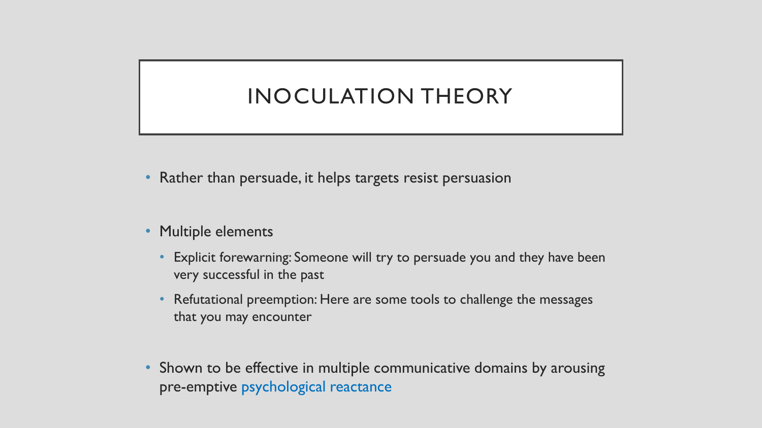# INOCULATION THEORY

- Rather than persuade, it helps targets resist persuasion
- Multiple elements
  - Explicit forewarning: Someone will try to persuade you and they have been very successful in the past
  - Refutational preemption: Here are some tools to challenge the messages that you may encounter
- Shown to be effective in multiple communicative domains by arousing pre-emptive psychological reactance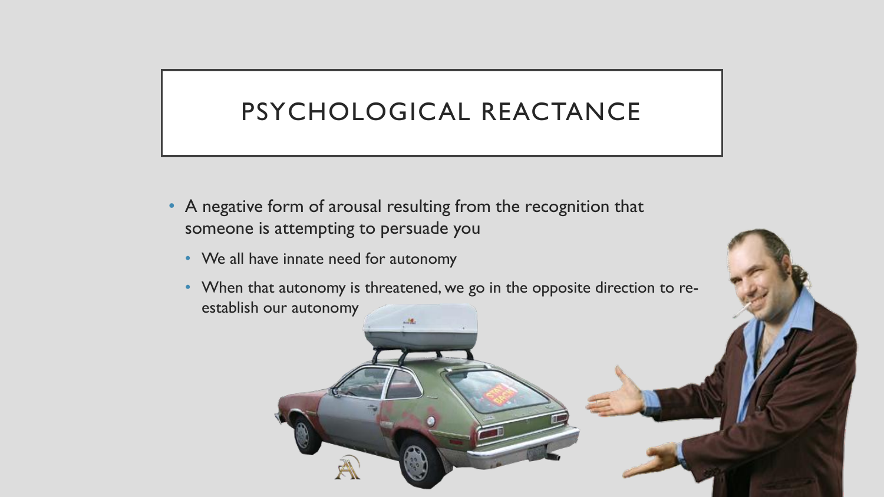# PSYCHOLOGICAL REACTANCE

- A negative form of arousal resulting from the recognition that someone is attempting to persuade you
  - We all have innate need for autonomy
  - When that autonomy is threatened, we go in the opposite direction to re-establish our autonomy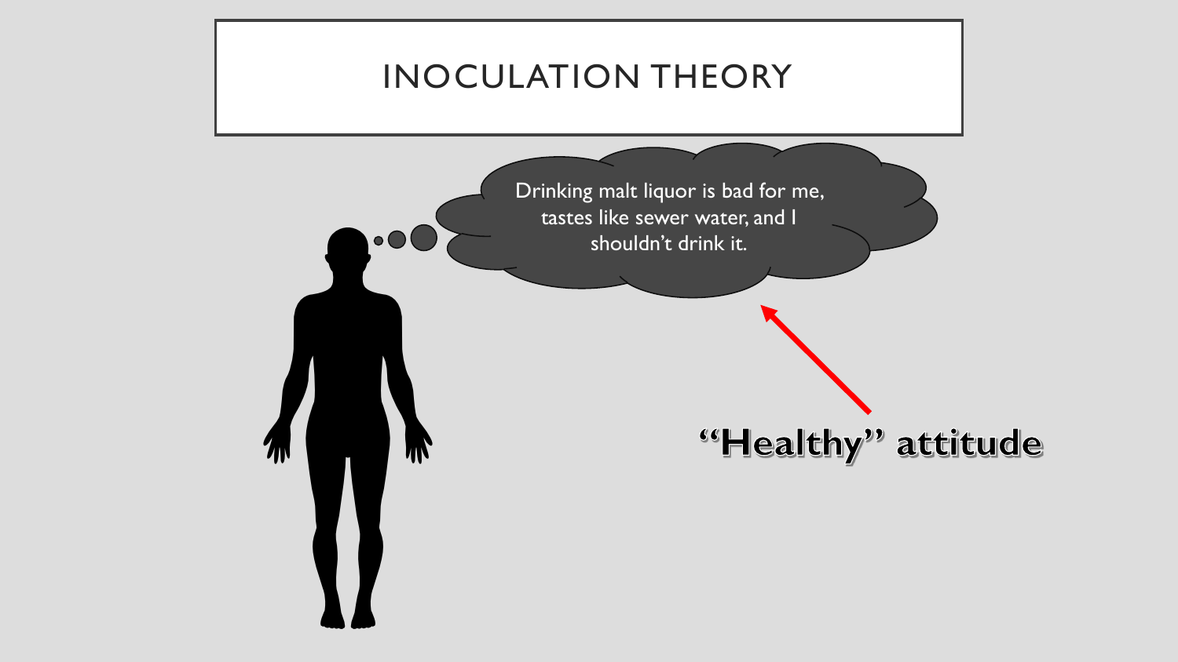# INOCULATION THEORY

Drinking malt liquor is bad for me, tastes like sewer water, and I shouldn’t drink it.

**“Healthy” attitude**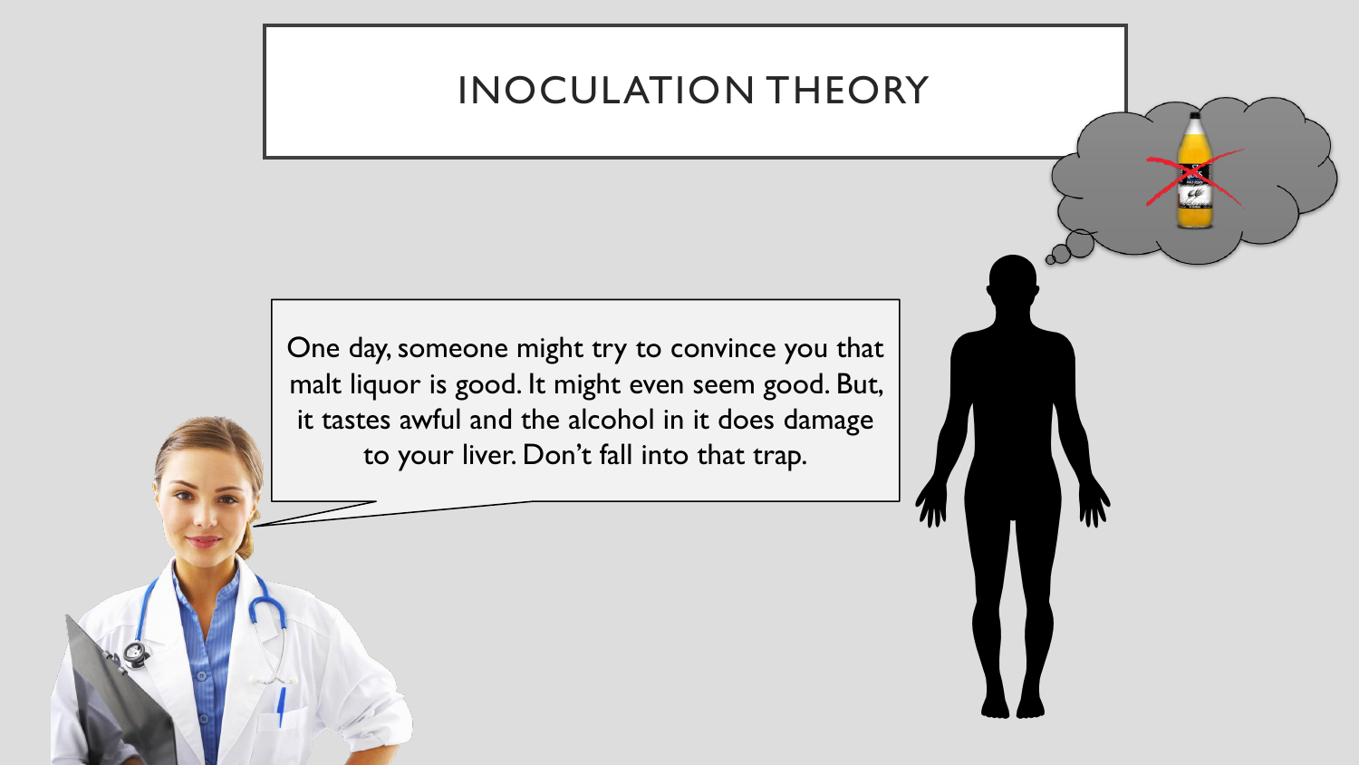# INOCULATION THEORY

One day, someone might try to convince you that malt liquor is good. It might even seem good. But, it tastes awful and the alcohol in it does damage to your liver. Don't fall into that trap.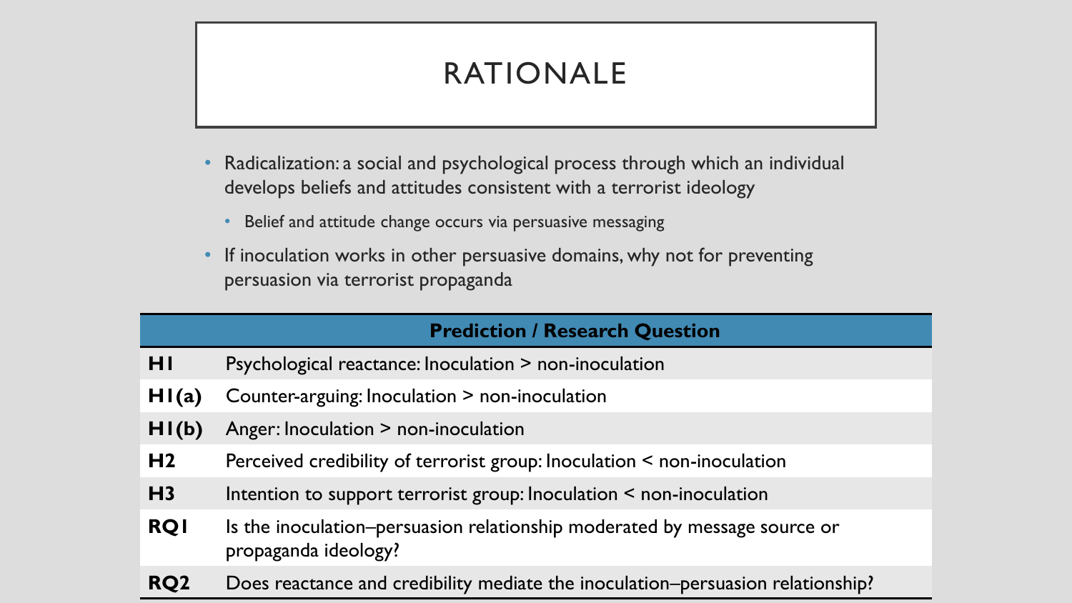# RATIONALE

- Radicalization: a social and psychological process through which an individual develops beliefs and attitudes consistent with a terrorist ideology
  - Belief and attitude change occurs via persuasive messaging
- If inoculation works in other persuasive domains, why not for preventing persuasion via terrorist propaganda

| | Prediction / Research Question |
|---|---|
| **H1** | Psychological reactance: Inoculation > non-inoculation |
| **H1(a)** | Counter-arguing: Inoculation > non-inoculation |
| **H1(b)** | Anger: Inoculation > non-inoculation |
| **H2** | Perceived credibility of terrorist group: Inoculation < non-inoculation |
| **H3** | Intention to support terrorist group: Inoculation < non-inoculation |
| **RQ1** | Is the inoculation–persuasion relationship moderated by message source or propaganda ideology? |
| **RQ2** | Does reactance and credibility mediate the inoculation–persuasion relationship? |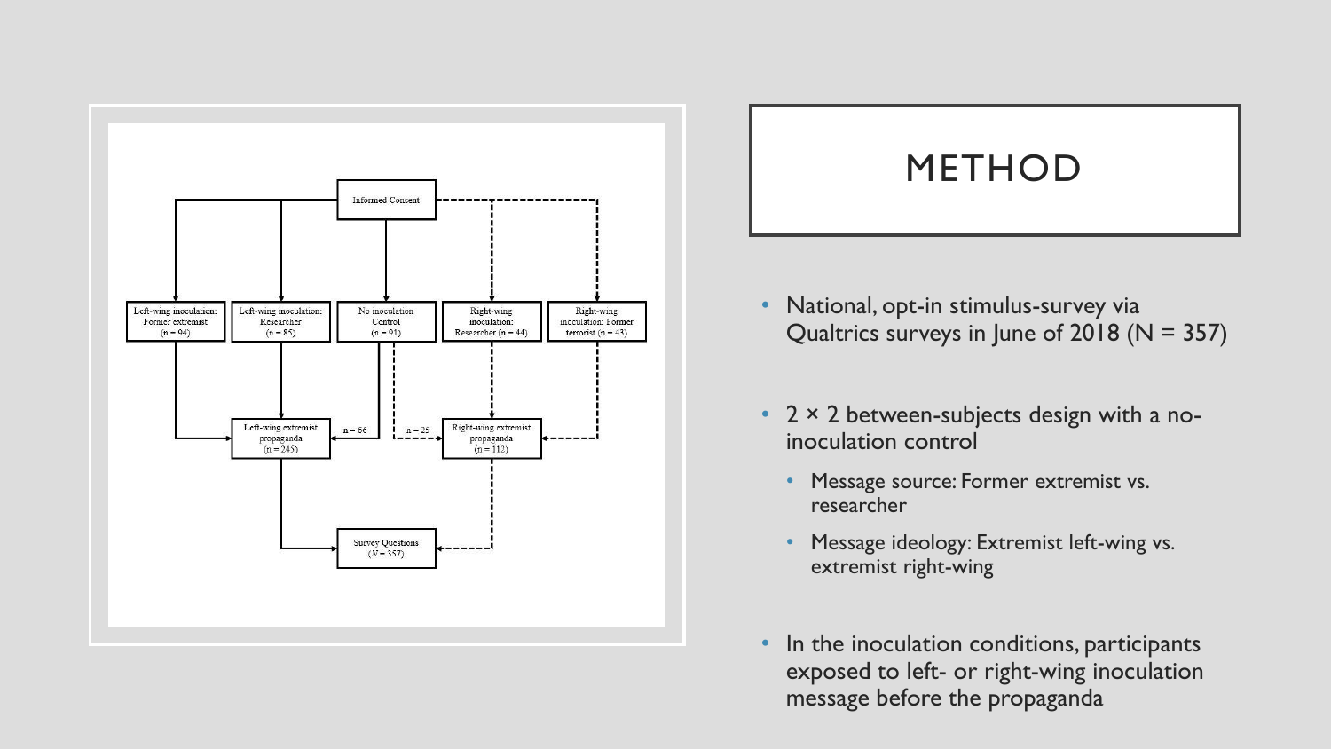Informed Consent

Left-wing inoculation: Former extremist (n = 94)

Left-wing inoculation: Researcher (n = 85)

No inoculation Control (n = 91)

Right-wing inoculation: Researcher (n = 44)

Right-wing inoculation: Former terrorist (n = 43)

Left-wing extremist propaganda (n = 245)

n = 66

n = 25

Right-wing extremist propaganda (n = 112)

Survey Questions ($N$ = 357)

# METHOD

- National, opt-in stimulus-survey via Qualtrics surveys in June of 2018 (N = 357)
- 2 × 2 between-subjects design with a no-inoculation control
  - Message source: Former extremist vs. researcher
  - Message ideology: Extremist left-wing vs. extremist right-wing
- In the inoculation conditions, participants exposed to left- or right-wing inoculation message before the propaganda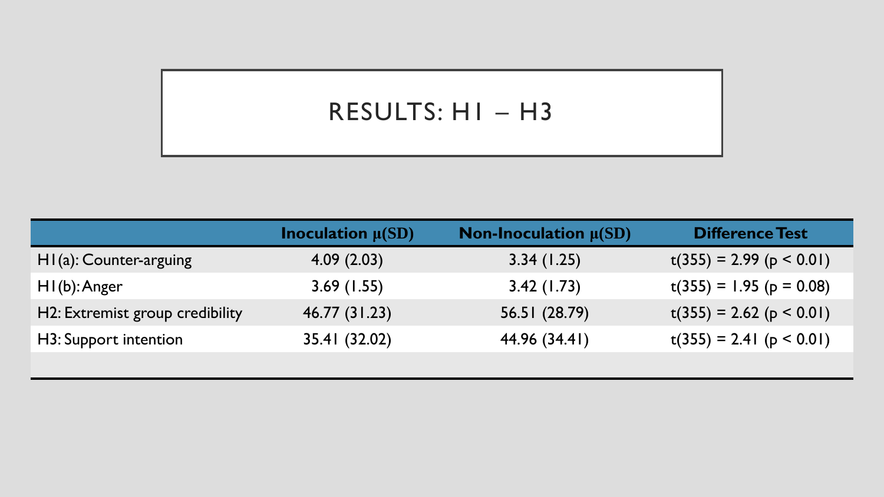# RESULTS: H1 – H3

| | Inoculation $\mu$(SD) | Non-Inoculation $\mu$(SD) | Difference Test |
|---|---|---|---|
| H1(a): Counter-arguing | 4.09 (2.03) | 3.34 (1.25) | $t(355) = 2.99$ ($p < 0.01$) |
| H1(b): Anger | 3.69 (1.55) | 3.42 (1.73) | $t(355) = 1.95$ ($p = 0.08$) |
| H2: Extremist group credibility | 46.77 (31.23) | 56.51 (28.79) | $t(355) = 2.62$ ($p < 0.01$) |
| H3: Support intention | 35.41 (32.02) | 44.96 (34.41) | $t(355) = 2.41$ ($p < 0.01$) |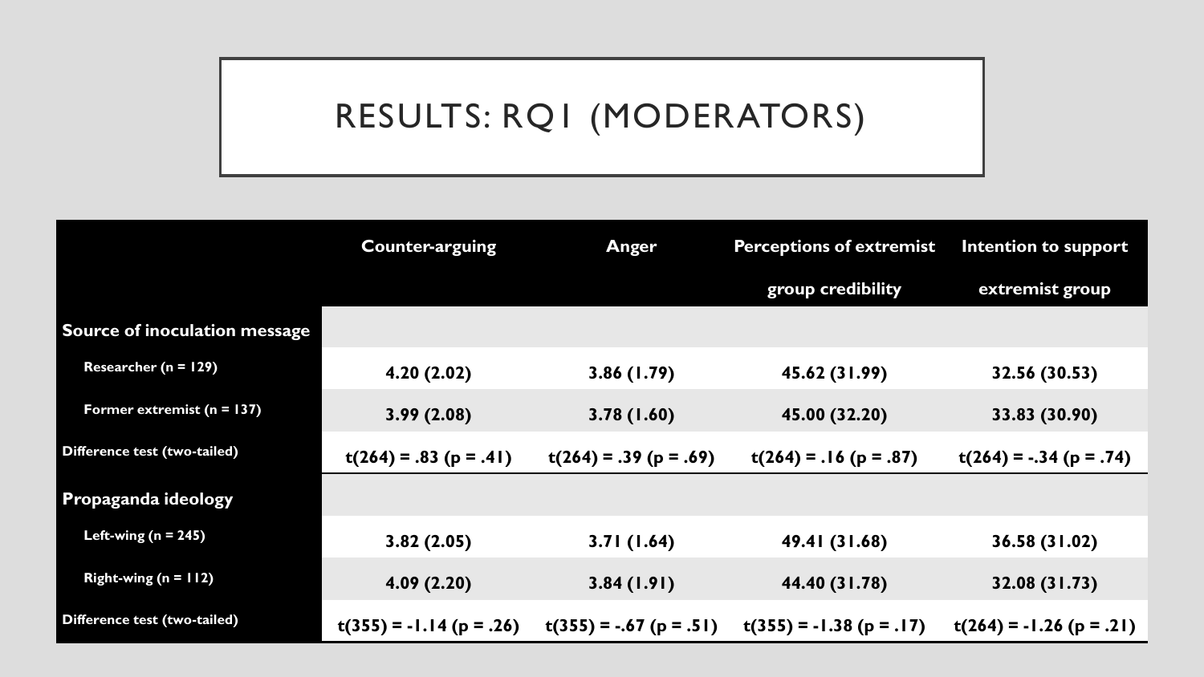# RESULTS: RQ1 (MODERATORS)

| | Counter-arguing | Anger | Perceptions of extremist group credibility | Intention to support extremist group |
|---|---|---|---|---|
| **Source of inoculation message** | | | | |
| Researcher (n = 129) | 4.20 (2.02) | 3.86 (1.79) | 45.62 (31.99) | 32.56 (30.53) |
| Former extremist (n = 137) | 3.99 (2.08) | 3.78 (1.60) | 45.00 (32.20) | 33.83 (30.90) |
| Difference test (two-tailed) | $t(264) = .83$ ($p = .41$) | $t(264) = .39$ ($p = .69$) | $t(264) = .16$ ($p = .87$) | $t(264) = -.34$ ($p = .74$) |
| **Propaganda ideology** | | | | |
| Left-wing (n = 245) | 3.82 (2.05) | 3.71 (1.64) | 49.41 (31.68) | 36.58 (31.02) |
| Right-wing (n = 112) | 4.09 (2.20) | 3.84 (1.91) | 44.40 (31.78) | 32.08 (31.73) |
| Difference test (two-tailed) | $t(355) = -1.14$ ($p = .26$) | $t(355) = -.67$ ($p = .51$) | $t(355) = -1.38$ ($p = .17$) | $t(264) = -1.26$ ($p = .21$) |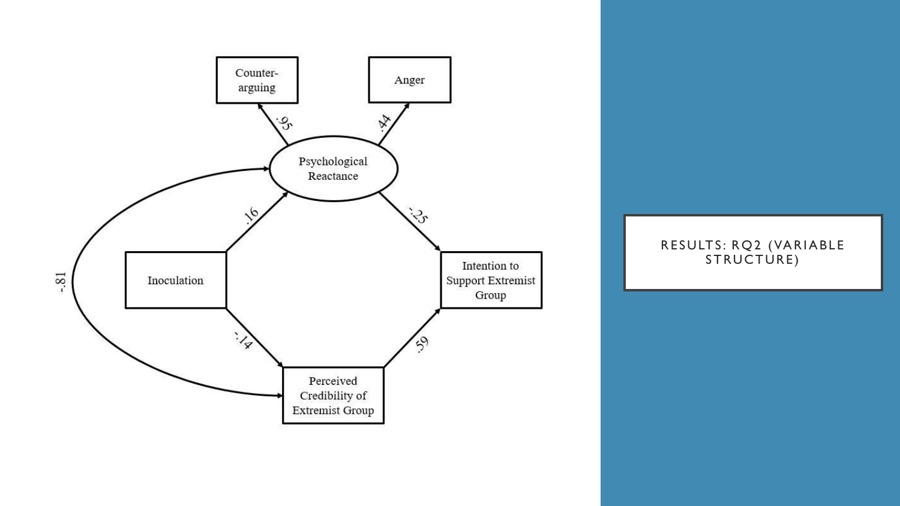# RESULTS: RQ2 (VARIABLE STRUCTURE)

Counter-arguging

Anger

.95

.44

Psychological Reactance

.16

-.25

-.81

Inoculation

Intention to Support Extremist Group

-.14

.59

Perceived Credibility of Extremist Group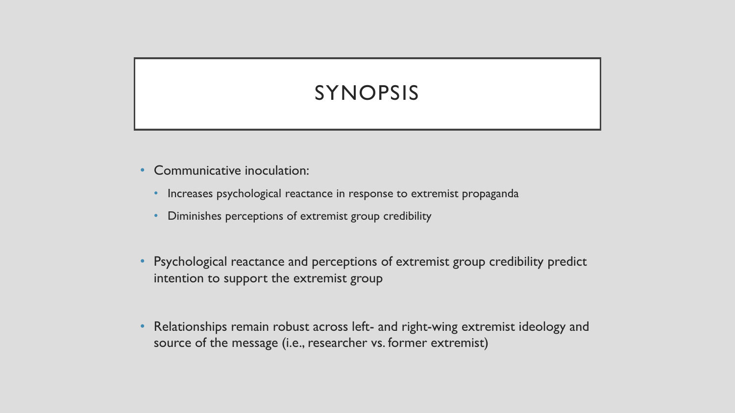# SYNOPSIS

- Communicative inoculation:
  - Increases psychological reactance in response to extremist propaganda
  - Diminishes perceptions of extremist group credibility
- Psychological reactance and perceptions of extremist group credibility predict intention to support the extremist group
- Relationships remain robust across left- and right-wing extremist ideology and source of the message (i.e., researcher vs. former extremist)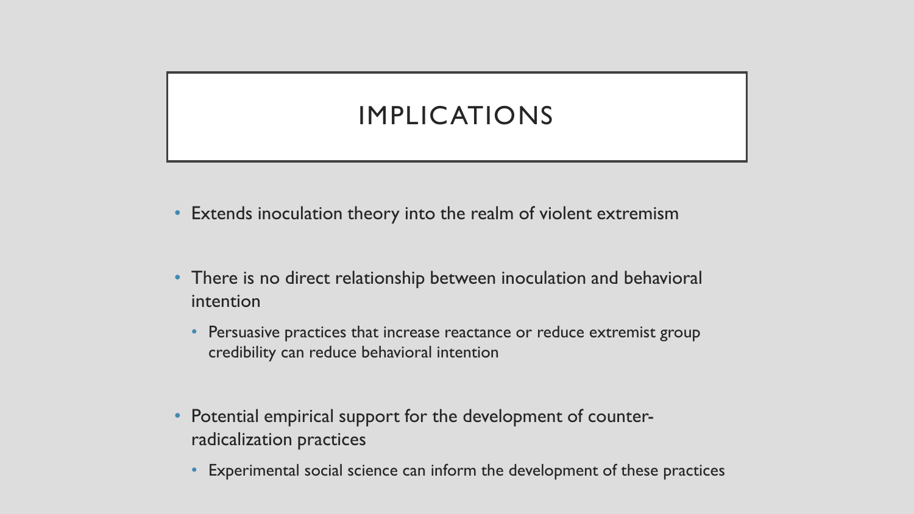# IMPLICATIONS

- Extends inoculation theory into the realm of violent extremism
- There is no direct relationship between inoculation and behavioral intention
  - Persuasive practices that increase reactance or reduce extremist group credibility can reduce behavioral intention
- Potential empirical support for the development of counter-radicalization practices
  - Experimental social science can inform the development of these practices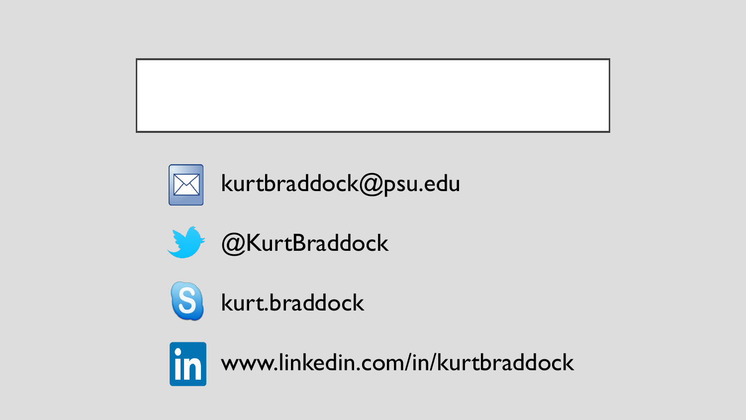kurtbraddock@psu.edu

@KurtBraddock

kurt.braddock

www.linkedin.com/in/kurtbraddock